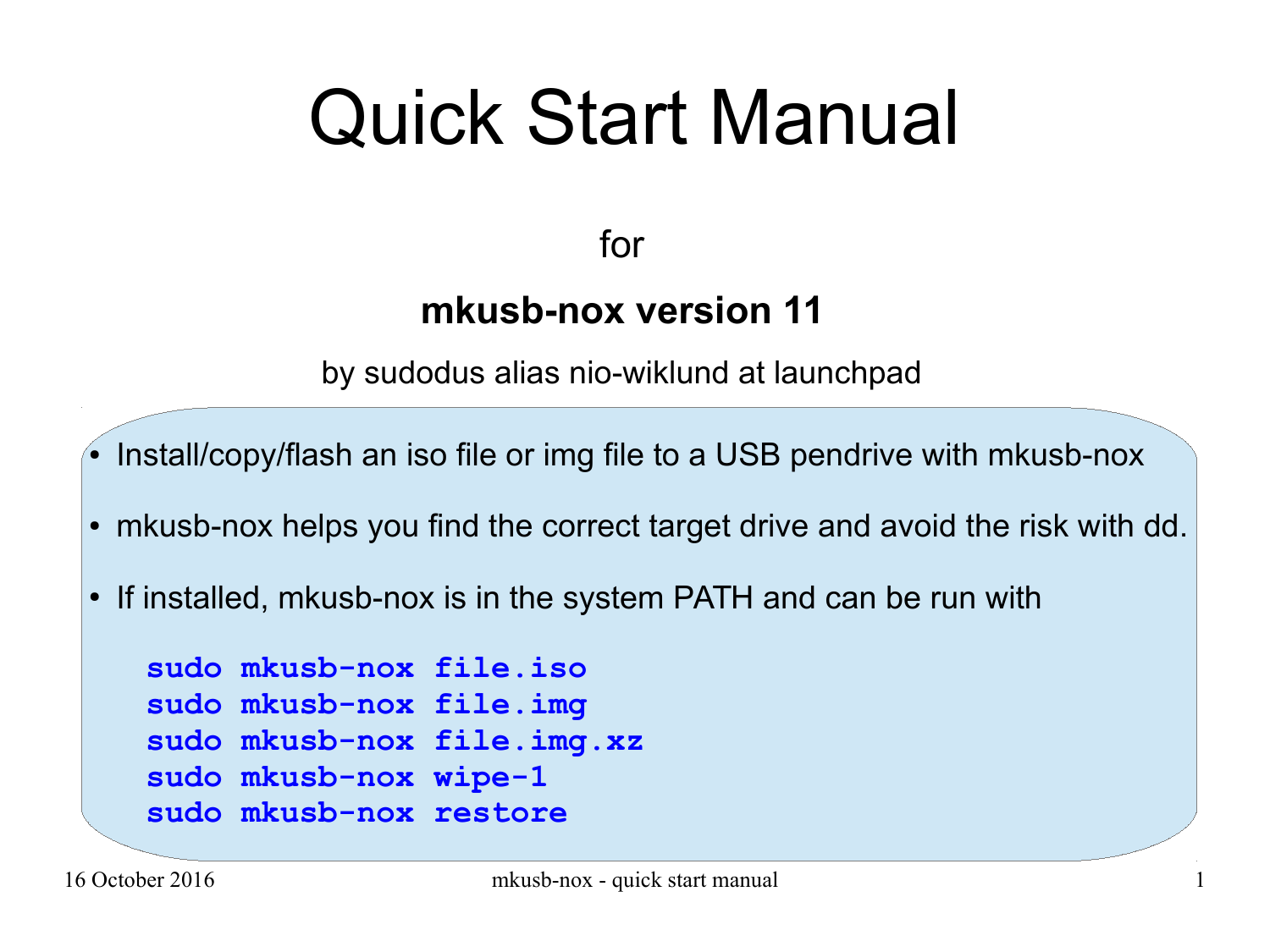# Quick Start Manual

for

**mkusb-nox version 11**

by sudodus alias nio-wiklund at launchpad

- Install/copy/flash an iso file or img file to a USB pendrive with mkusb-nox
- mkusb-nox helps you find the correct target drive and avoid the risk with dd.
- If installed, mkusb-nox is in the system PATH and can be run with

```
sudo mkusb-nox file.iso
sudo mkusb-nox file.img
sudo mkusb-nox file.img.xz
sudo mkusb-nox wipe-1
sudo mkusb-nox restore
```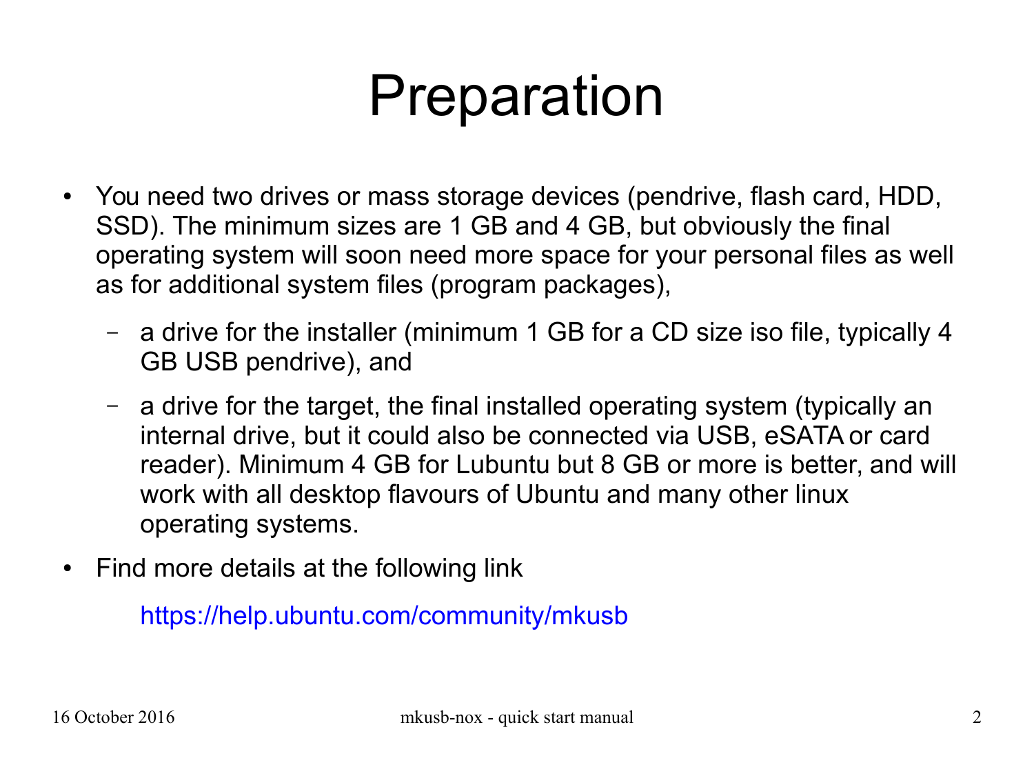# Preparation

- You need two drives or mass storage devices (pendrive, flash card, HDD, SSD). The minimum sizes are 1 GB and 4 GB, but obviously the final operating system will soon need more space for your personal files as well as for additional system files (program packages),
  - a drive for the installer (minimum 1 GB for a CD size iso file, typically 4 GB USB pendrive), and
  - a drive for the target, the final installed operating system (typically an internal drive, but it could also be connected via USB, eSATA or card reader). Minimum 4 GB for Lubuntu but 8 GB or more is better, and will work with all desktop flavours of Ubuntu and many other linux operating systems.
- Find more details at the following link

  https://help.ubuntu.com/community/mkusb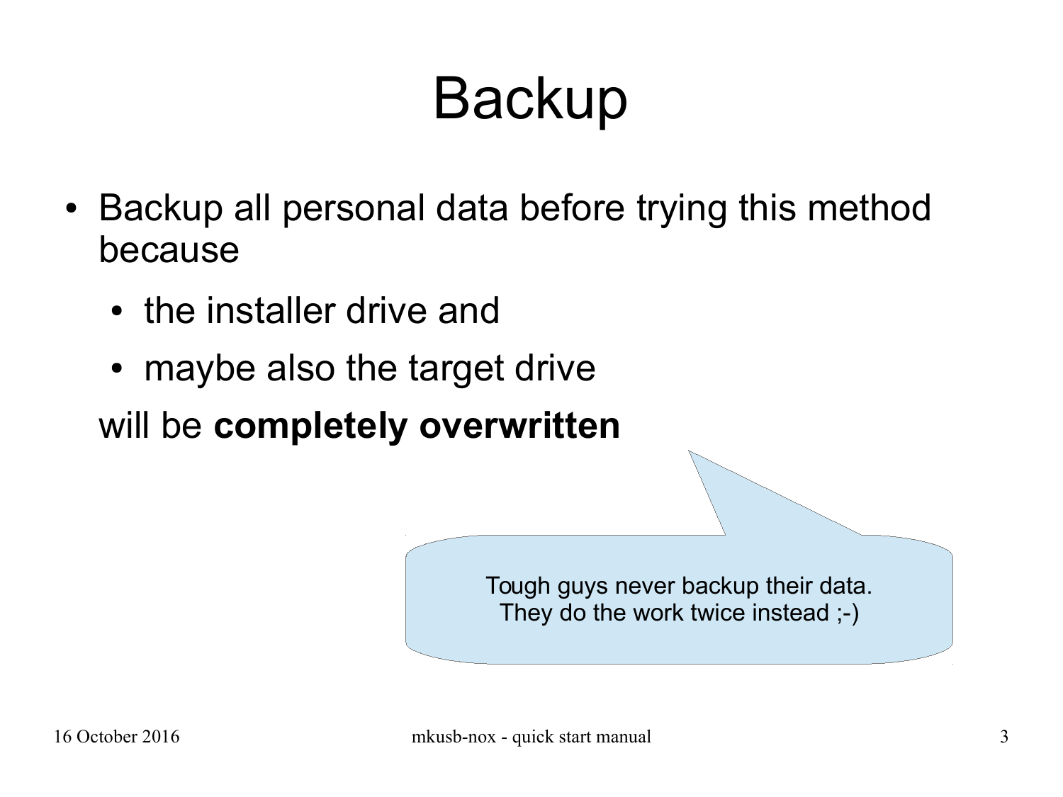# Backup

- Backup all personal data before trying this method because
  - the installer drive and
  - maybe also the target drive

  will be **completely overwritten**

Tough guys never backup their data.
They do the work twice instead ;-)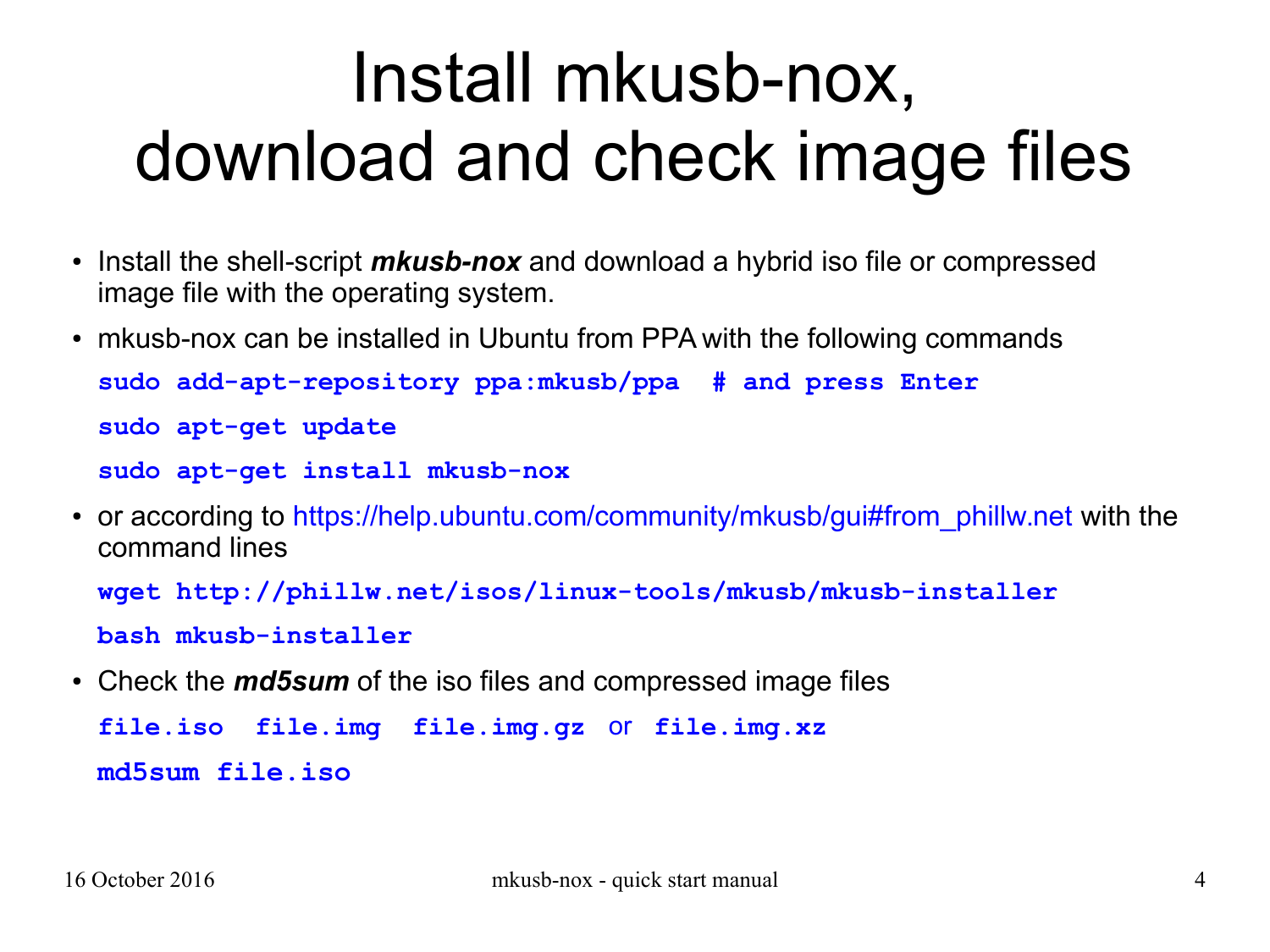# Install mkusb-nox, download and check image files

- Install the shell-script ***mkusb-nox*** and download a hybrid iso file or compressed image file with the operating system.
- mkusb-nox can be installed in Ubuntu from PPA with the following commands

```
sudo add-apt-repository ppa:mkusb/ppa  # and press Enter
sudo apt-get update
sudo apt-get install mkusb-nox
```

- or according to https://help.ubuntu.com/community/mkusb/gui#from_phillw.net with the command lines

```
wget http://phillw.net/isos/linux-tools/mkusb/mkusb-installer
bash mkusb-installer
```

- Check the ***md5sum*** of the iso files and compressed image files

`file.iso` `file.img` `file.img.gz` or `file.img.xz`

```
md5sum file.iso
```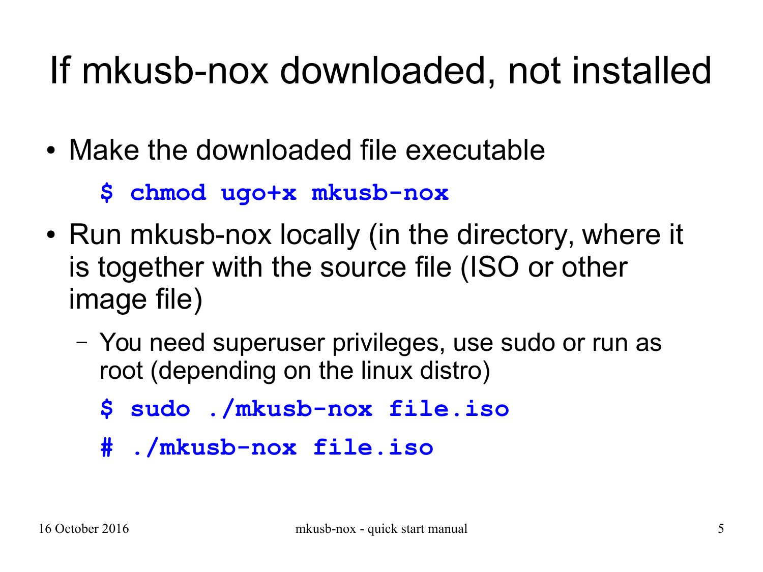# If mkusb-nox downloaded, not installed

- Make the downloaded file executable

```
$ chmod ugo+x mkusb-nox
```

- Run mkusb-nox locally (in the directory, where it is together with the source file (ISO or other image file)
  - You need superuser privileges, use sudo or run as root (depending on the linux distro)

```
$ sudo ./mkusb-nox file.iso
# ./mkusb-nox file.iso
```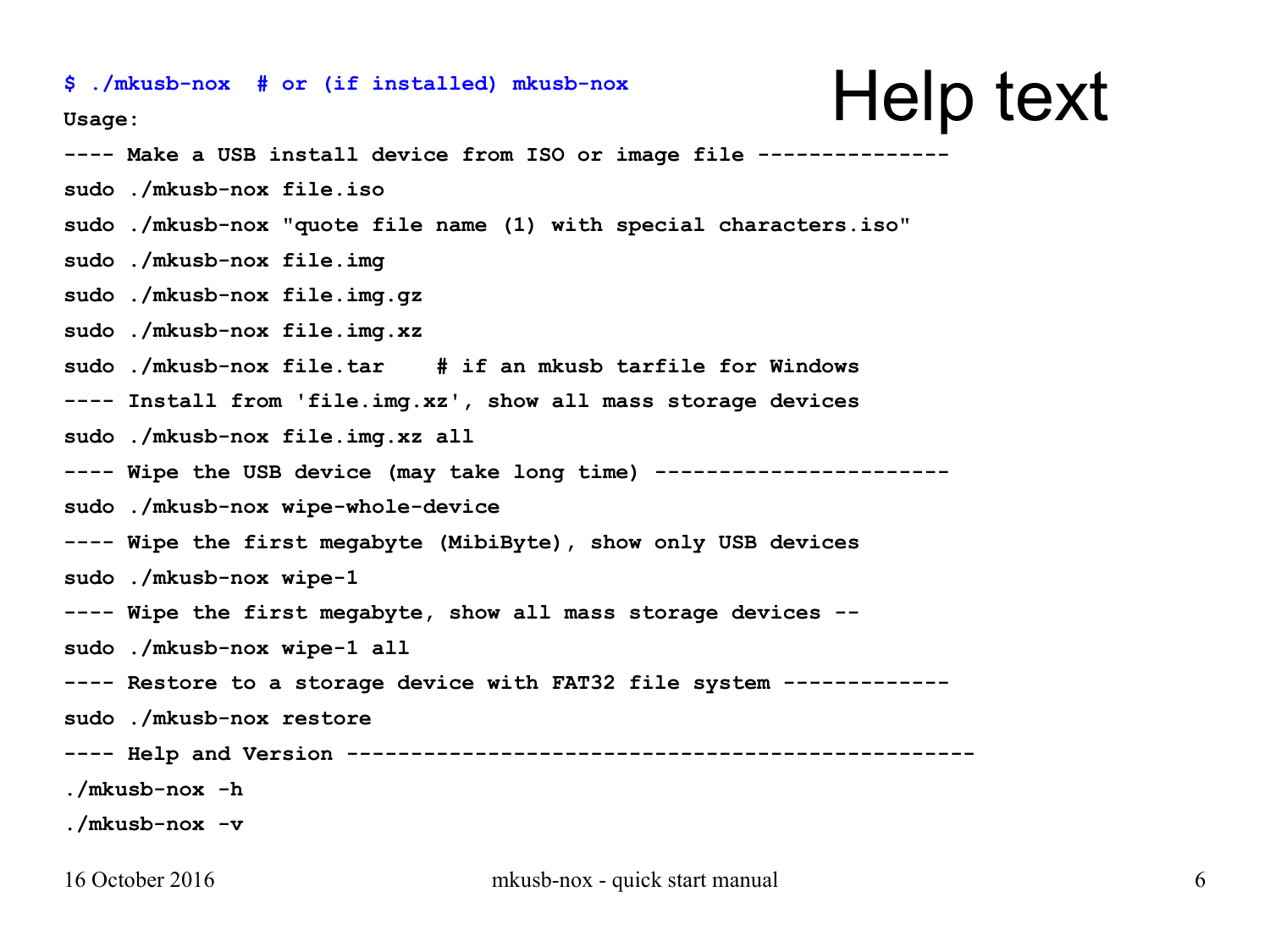# Help text

```
$ ./mkusb-nox  # or (if installed) mkusb-nox
Usage:
---- Make a USB install device from ISO or image file ---------------
sudo ./mkusb-nox file.iso
sudo ./mkusb-nox "quote file name (1) with special characters.iso"
sudo ./mkusb-nox file.img
sudo ./mkusb-nox file.img.gz
sudo ./mkusb-nox file.img.xz
sudo ./mkusb-nox file.tar    # if an mkusb tarfile for Windows
---- Install from 'file.img.xz', show all mass storage devices
sudo ./mkusb-nox file.img.xz all
---- Wipe the USB device (may take long time) -----------------------
sudo ./mkusb-nox wipe-whole-device
---- Wipe the first megabyte (MibiByte), show only USB devices
sudo ./mkusb-nox wipe-1
---- Wipe the first megabyte, show all mass storage devices --
sudo ./mkusb-nox wipe-1 all
---- Restore to a storage device with FAT32 file system -------------
sudo ./mkusb-nox restore
---- Help and Version ------------------------------------------------
./mkusb-nox -h
./mkusb-nox -v
```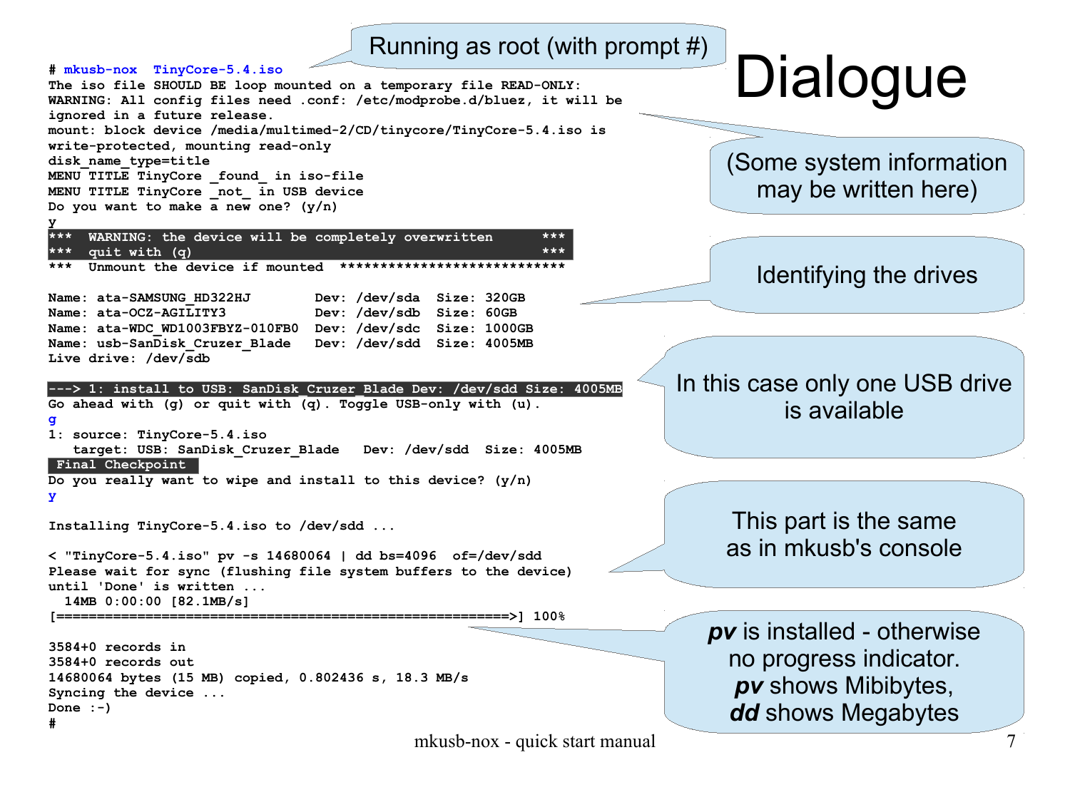# Dialogue

```
# mkusb-nox  TinyCore-5.4.iso
The iso file SHOULD BE loop mounted on a temporary file READ-ONLY:
WARNING: All config files need .conf: /etc/modprobe.d/bluez, it will be
ignored in a future release.
mount: block device /media/multimed-2/CD/tinycore/TinyCore-5.4.iso is
write-protected, mounting read-only
disk_name_type=title
MENU TITLE TinyCore _found_ in iso-file
MENU TITLE TinyCore _not_ in USB device
Do you want to make a new one? (y/n)
y
***  WARNING: the device will be completely overwritten      ***
***  quit with (q)                                            ***
***  Unmount the device if mounted  ****************************

Name: ata-SAMSUNG_HD322HJ        Dev: /dev/sda  Size: 320GB
Name: ata-OCZ-AGILITY3           Dev: /dev/sdb  Size: 60GB
Name: ata-WDC_WD1003FBYZ-010FB0  Dev: /dev/sdc  Size: 1000GB
Name: usb-SanDisk_Cruzer_Blade   Dev: /dev/sdd  Size: 4005MB
Live drive: /dev/sdb

---> 1: install to USB: SanDisk_Cruzer_Blade Dev: /dev/sdd Size: 4005MB
Go ahead with (g) or quit with (q). Toggle USB-only with (u).
g
1: source: TinyCore-5.4.iso
   target: USB: SanDisk_Cruzer_Blade   Dev: /dev/sdd  Size: 4005MB
 Final Checkpoint
Do you really want to wipe and install to this device? (y/n)
y

Installing TinyCore-5.4.iso to /dev/sdd ...

< "TinyCore-5.4.iso" pv -s 14680064 | dd bs=4096  of=/dev/sdd
Please wait for sync (flushing file system buffers to the device)
until 'Done' is written ...
  14MB 0:00:00 [82.1MB/s]
[=====================================================>] 100%

3584+0 records in
3584+0 records out
14680064 bytes (15 MB) copied, 0.802436 s, 18.3 MB/s
Syncing the device ...
Done :-)
#
```

Running as root (with prompt #)

(Some system information may be written here)

Identifying the drives

In this case only one USB drive is available

This part is the same as in mkusb's console

***pv*** is installed - otherwise no progress indicator. ***pv*** shows Mibibytes, ***dd*** shows Megabytes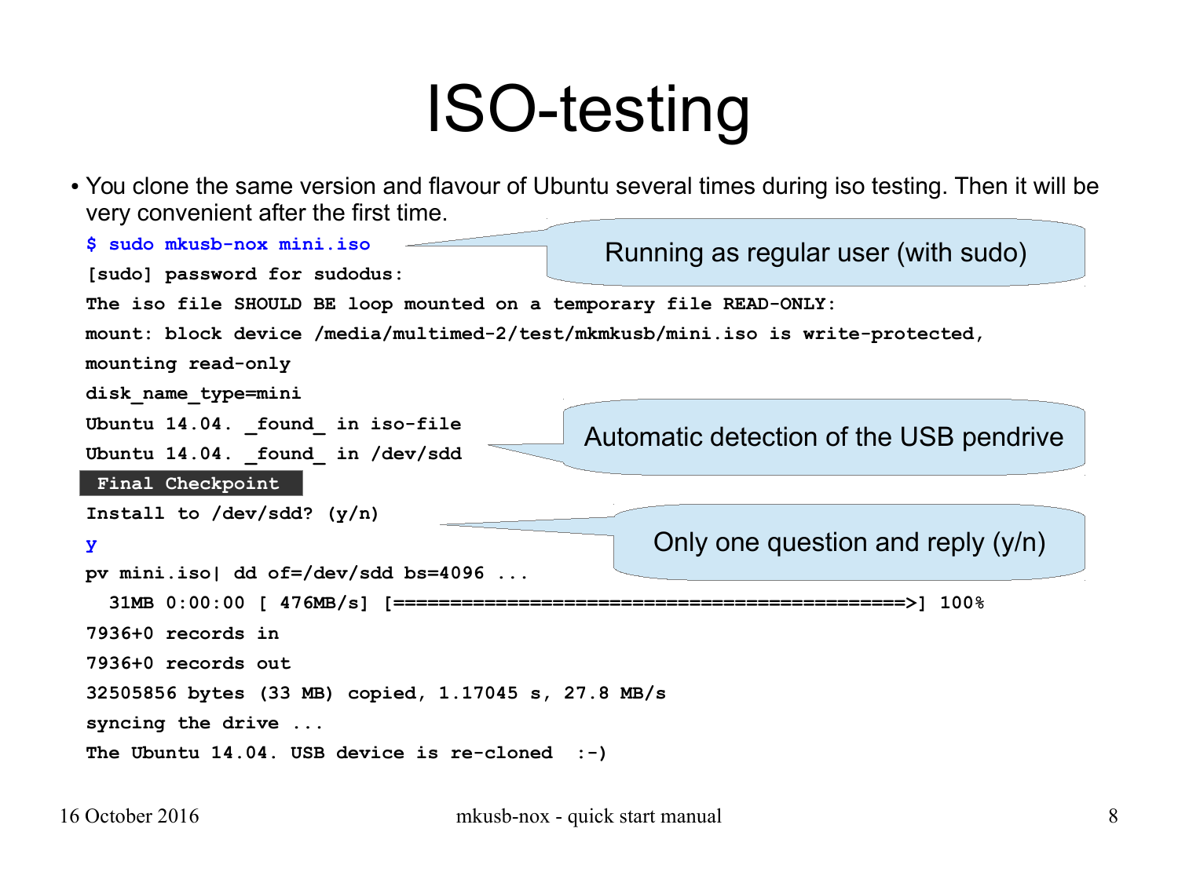# ISO-testing

- You clone the same version and flavour of Ubuntu several times during iso testing. Then it will be very convenient after the first time.

```
$ sudo mkusb-nox mini.iso
[sudo] password for sudodus:
The iso file SHOULD BE loop mounted on a temporary file READ-ONLY:
mount: block device /media/multimed-2/test/mkmkusb/mini.iso is write-protected,
mounting read-only
disk_name_type=mini
Ubuntu 14.04. _found_ in iso-file
Ubuntu 14.04. _found_ in /dev/sdd
 Final Checkpoint
Install to /dev/sdd? (y/n)
y
pv mini.iso| dd of=/dev/sdd bs=4096 ...
  31MB 0:00:00 [ 476MB/s] [=============================================>] 100%
7936+0 records in
7936+0 records out
32505856 bytes (33 MB) copied, 1.17045 s, 27.8 MB/s
syncing the drive ...
The Ubuntu 14.04. USB device is re-cloned  :-)
```

Running as regular user (with sudo)

Automatic detection of the USB pendrive

Only one question and reply (y/n)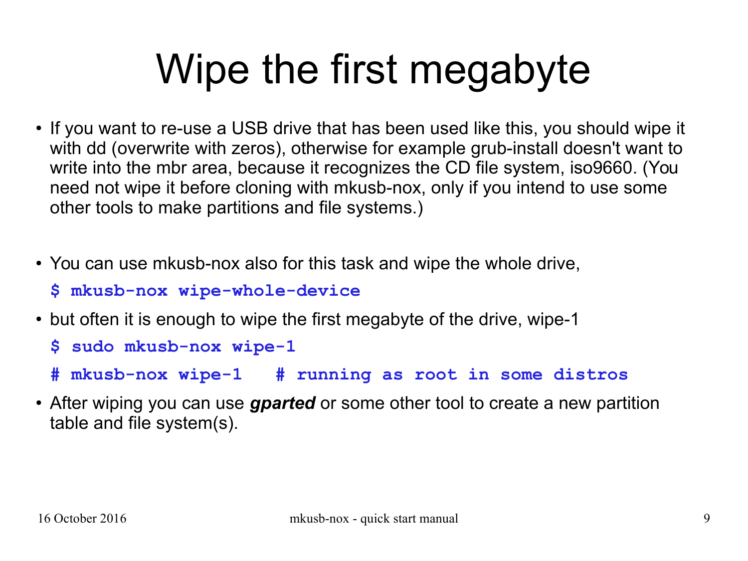# Wipe the first megabyte

- If you want to re-use a USB drive that has been used like this, you should wipe it with dd (overwrite with zeros), otherwise for example grub-install doesn't want to write into the mbr area, because it recognizes the CD file system, iso9660. (You need not wipe it before cloning with mkusb-nox, only if you intend to use some other tools to make partitions and file systems.)

- You can use mkusb-nox also for this task and wipe the whole drive,

```
$ mkusb-nox wipe-whole-device
```

- but often it is enough to wipe the first megabyte of the drive, wipe-1

```
$ sudo mkusb-nox wipe-1
# mkusb-nox wipe-1   # running as root in some distros
```

- After wiping you can use ***gparted*** or some other tool to create a new partition table and file system(s).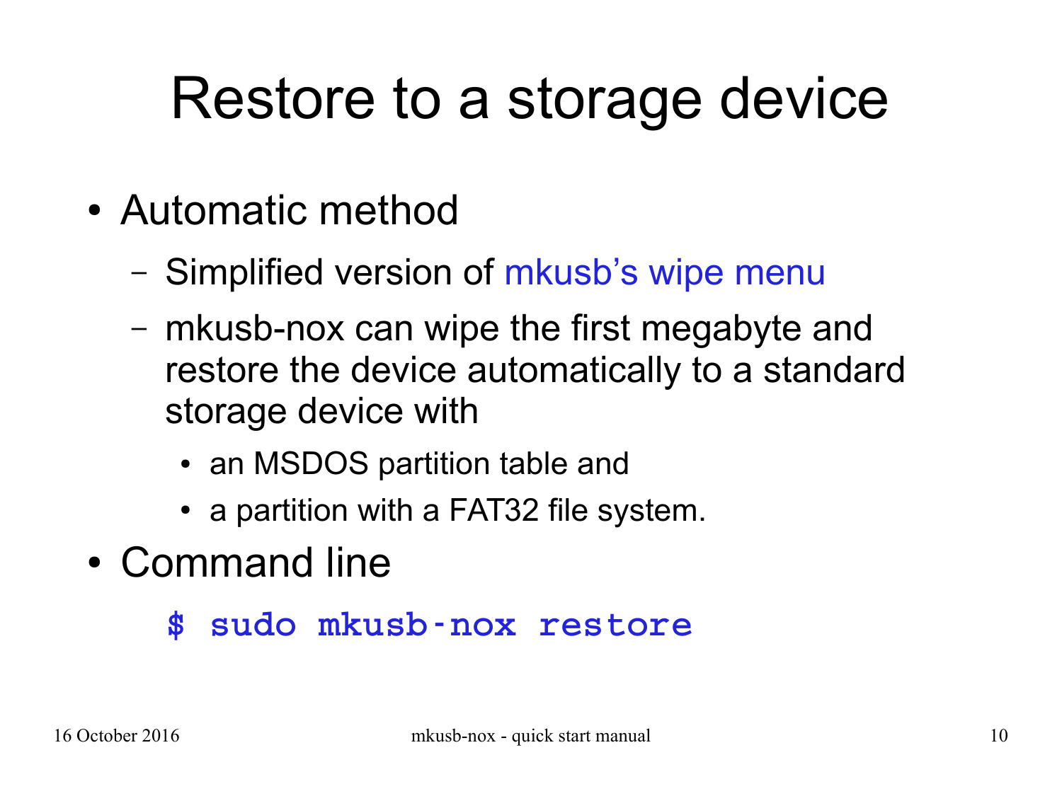# Restore to a storage device

- Automatic method
  - Simplified version of mkusb's wipe menu
  - mkusb-nox can wipe the first megabyte and restore the device automatically to a standard storage device with
    - an MSDOS partition table and
    - a partition with a FAT32 file system.
- Command line

```
$ sudo mkusb-nox restore
```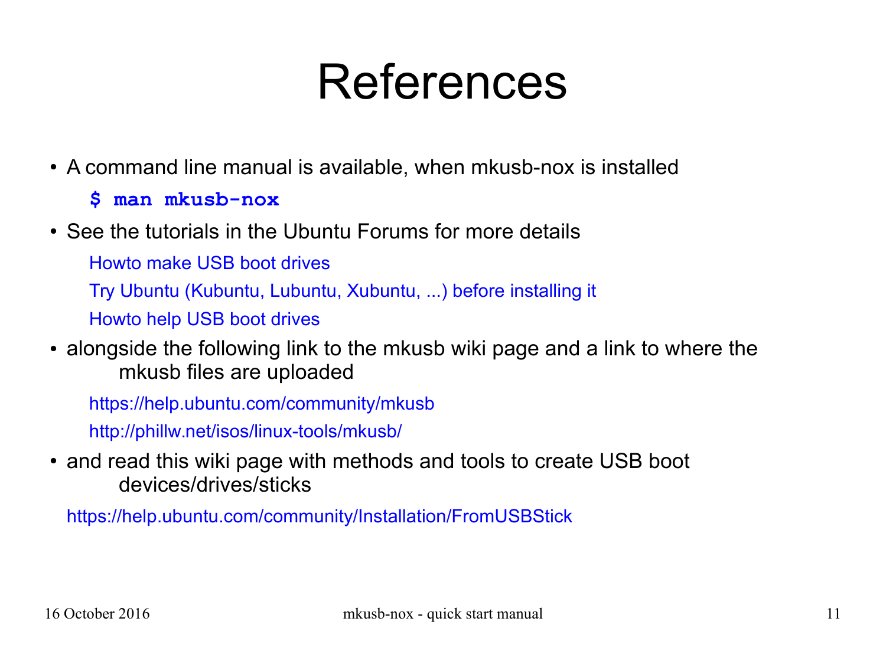# References

- A command line manual is available, when mkusb-nox is installed

  **`$ man mkusb-nox`**

- See the tutorials in the Ubuntu Forums for more details

  Howto make USB boot drives

  Try Ubuntu (Kubuntu, Lubuntu, Xubuntu, ...) before installing it

  Howto help USB boot drives

- alongside the following link to the mkusb wiki page and a link to where the mkusb files are uploaded

  https://help.ubuntu.com/community/mkusb

  http://phillw.net/isos/linux-tools/mkusb/

- and read this wiki page with methods and tools to create USB boot devices/drives/sticks

https://help.ubuntu.com/community/Installation/FromUSBStick